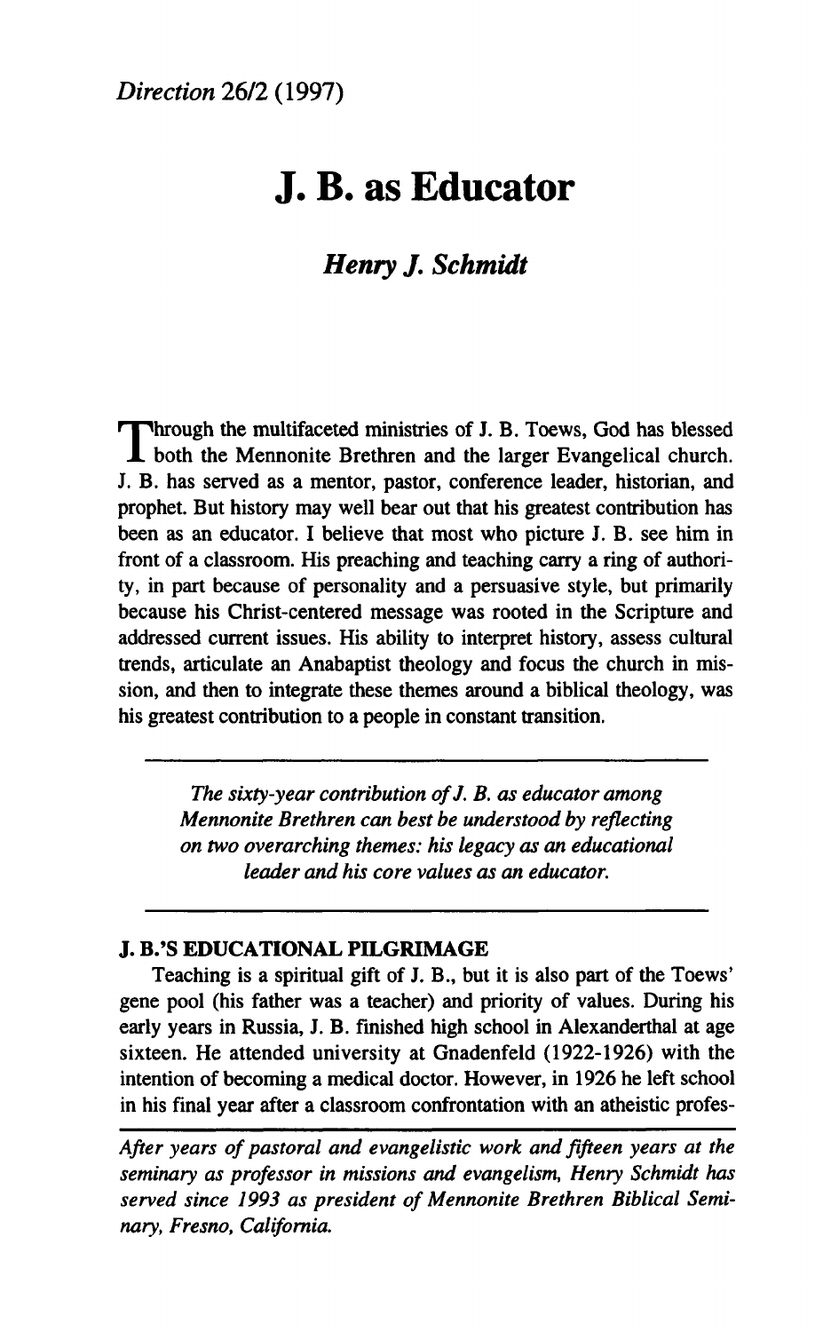# J. B. as Educator

## *Henry J. Schmidt*

Through the multifaceted ministries of J. B. Toews, God has blessed both the Mennonite Brethren and the larger Evangelical church. J. B. has served as a mentor, pastor, conference leader, historian, and prophet. But history may well bear out that his greatest contribution has been as an educator. I believe that most who picture J. B. see him in front of a classroom. His preaching and teaching carry a ring of authority, in part because of personality and a persuasive style, but primarily because his Christ-centered message was rooted in the Scripture and addressed current issues. His ability to interpret history, assess cultural trends, articulate an Anabaptist theology and focus the church in mission, and then to integrate these themes around a biblical theology, was his greatest contribution to a people in constant transition.

---

*The sixty-year contribution of J. B. as educator among Mennonite Brethren can best be understood by reflecting on two overarching themes: his legacy as an educational leader and his core values as an educator.*

---

### J. B.'S EDUCATIONAL PILGRIMAGE

Teaching is a spiritual gift of J. B., but it is also part of the Toews' gene pool (his father was a teacher) and priority of values. During his early years in Russia, J. B. finished high school in Alexanderthal at age sixteen. He attended university at Gnadenfeld (1922-1926) with the intention of becoming a medical doctor. However, in 1926 he left school in his final year after a classroom confrontation with an atheistic profes-

*After years of pastoral and evangelistic work and fifteen years at the seminary as professor in missions and evangelism, Henry Schmidt has served since 1993 as president of Mennonite Brethren Biblical Seminary, Fresno, California.*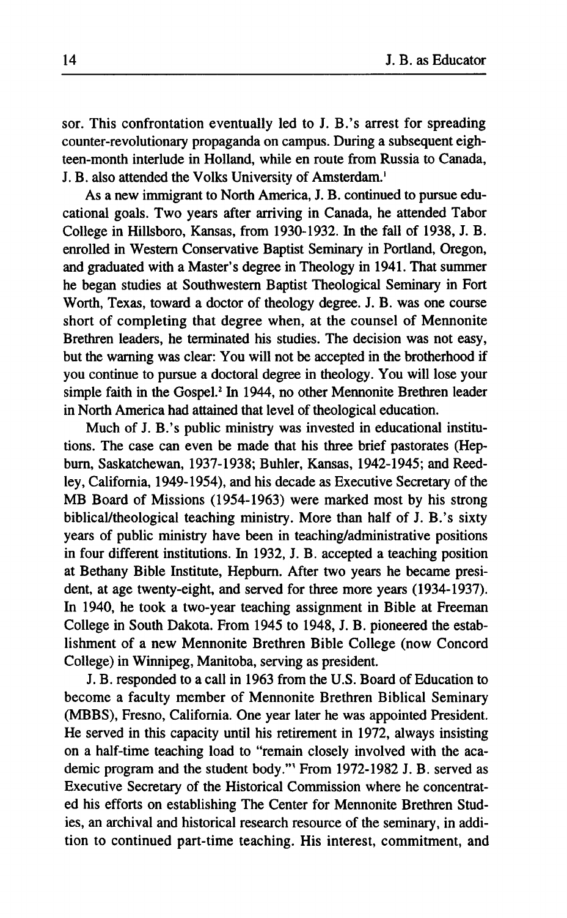sor. This confrontation eventually led to J. B.'s arrest for spreading counter-revolutionary propaganda on campus. During a subsequent eighteen-month interlude in Holland, while en route from Russia to Canada, J. B. also attended the Volks University of Amsterdam.[1]

As a new immigrant to North America, J. B. continued to pursue educational goals. Two years after arriving in Canada, he attended Tabor College in Hillsboro, Kansas, from 1930-1932. In the fall of 1938, J. B. enrolled in Western Conservative Baptist Seminary in Portland, Oregon, and graduated with a Master's degree in Theology in 1941. That summer he began studies at Southwestern Baptist Theological Seminary in Fort Worth, Texas, toward a doctor of theology degree. J. B. was one course short of completing that degree when, at the counsel of Mennonite Brethren leaders, he terminated his studies. The decision was not easy, but the warning was clear: You will not be accepted in the brotherhood if you continue to pursue a doctoral degree in theology. You will lose your simple faith in the Gospel.[2] In 1944, no other Mennonite Brethren leader in North America had attained that level of theological education.

Much of J. B.'s public ministry was invested in educational institutions. The case can even be made that his three brief pastorates (Hepburn, Saskatchewan, 1937-1938; Buhler, Kansas, 1942-1945; and Reedley, California, 1949-1954), and his decade as Executive Secretary of the MB Board of Missions (1954-1963) were marked most by his strong biblical/theological teaching ministry. More than half of J. B.'s sixty years of public ministry have been in teaching/administrative positions in four different institutions. In 1932, J. B. accepted a teaching position at Bethany Bible Institute, Hepburn. After two years he became president, at age twenty-eight, and served for three more years (1934-1937). In 1940, he took a two-year teaching assignment in Bible at Freeman College in South Dakota. From 1945 to 1948, J. B. pioneered the establishment of a new Mennonite Brethren Bible College (now Concord College) in Winnipeg, Manitoba, serving as president.

J. B. responded to a call in 1963 from the U.S. Board of Education to become a faculty member of Mennonite Brethren Biblical Seminary (MBBS), Fresno, California. One year later he was appointed President. He served in this capacity until his retirement in 1972, always insisting on a half-time teaching load to "remain closely involved with the academic program and the student body."[3] From 1972-1982 J. B. served as Executive Secretary of the Historical Commission where he concentrated his efforts on establishing The Center for Mennonite Brethren Studies, an archival and historical research resource of the seminary, in addition to continued part-time teaching. His interest, commitment, and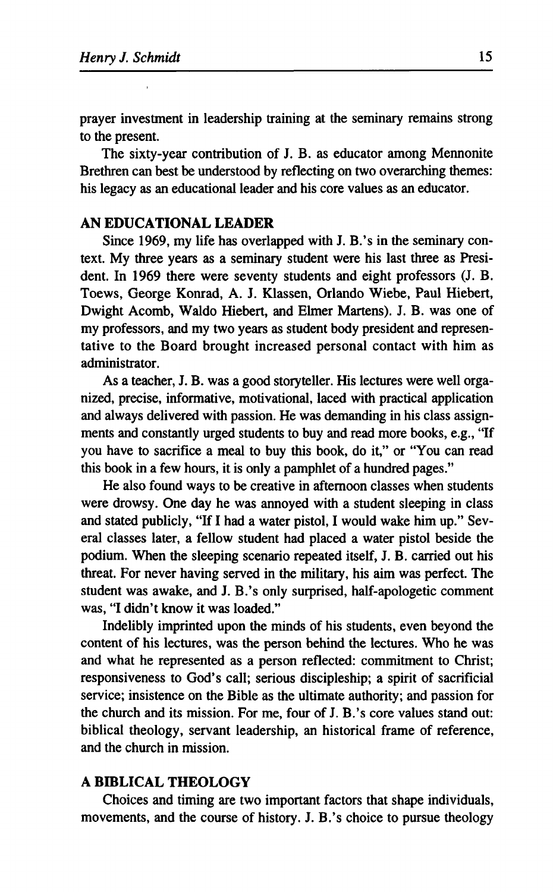prayer investment in leadership training at the seminary remains strong to the present.

The sixty-year contribution of J. B. as educator among Mennonite Brethren can best be understood by reflecting on two overarching themes: his legacy as an educational leader and his core values as an educator.

## AN EDUCATIONAL LEADER

Since 1969, my life has overlapped with J. B.'s in the seminary context. My three years as a seminary student were his last three as President. In 1969 there were seventy students and eight professors (J. B. Toews, George Konrad, A. J. Klassen, Orlando Wiebe, Paul Hiebert, Dwight Acomb, Waldo Hiebert, and Elmer Martens). J. B. was one of my professors, and my two years as student body president and representative to the Board brought increased personal contact with him as administrator.

As a teacher, J. B. was a good storyteller. His lectures were well organized, precise, informative, motivational, laced with practical application and always delivered with passion. He was demanding in his class assignments and constantly urged students to buy and read more books, e.g., "If you have to sacrifice a meal to buy this book, do it," or "You can read this book in a few hours, it is only a pamphlet of a hundred pages."

He also found ways to be creative in afternoon classes when students were drowsy. One day he was annoyed with a student sleeping in class and stated publicly, "If I had a water pistol, I would wake him up." Several classes later, a fellow student had placed a water pistol beside the podium. When the sleeping scenario repeated itself, J. B. carried out his threat. For never having served in the military, his aim was perfect. The student was awake, and J. B.'s only surprised, half-apologetic comment was, "I didn't know it was loaded."

Indelibly imprinted upon the minds of his students, even beyond the content of his lectures, was the person behind the lectures. Who he was and what he represented as a person reflected: commitment to Christ; responsiveness to God's call; serious discipleship; a spirit of sacrificial service; insistence on the Bible as the ultimate authority; and passion for the church and its mission. For me, four of J. B.'s core values stand out: biblical theology, servant leadership, an historical frame of reference, and the church in mission.

## A BIBLICAL THEOLOGY

Choices and timing are two important factors that shape individuals, movements, and the course of history. J. B.'s choice to pursue theology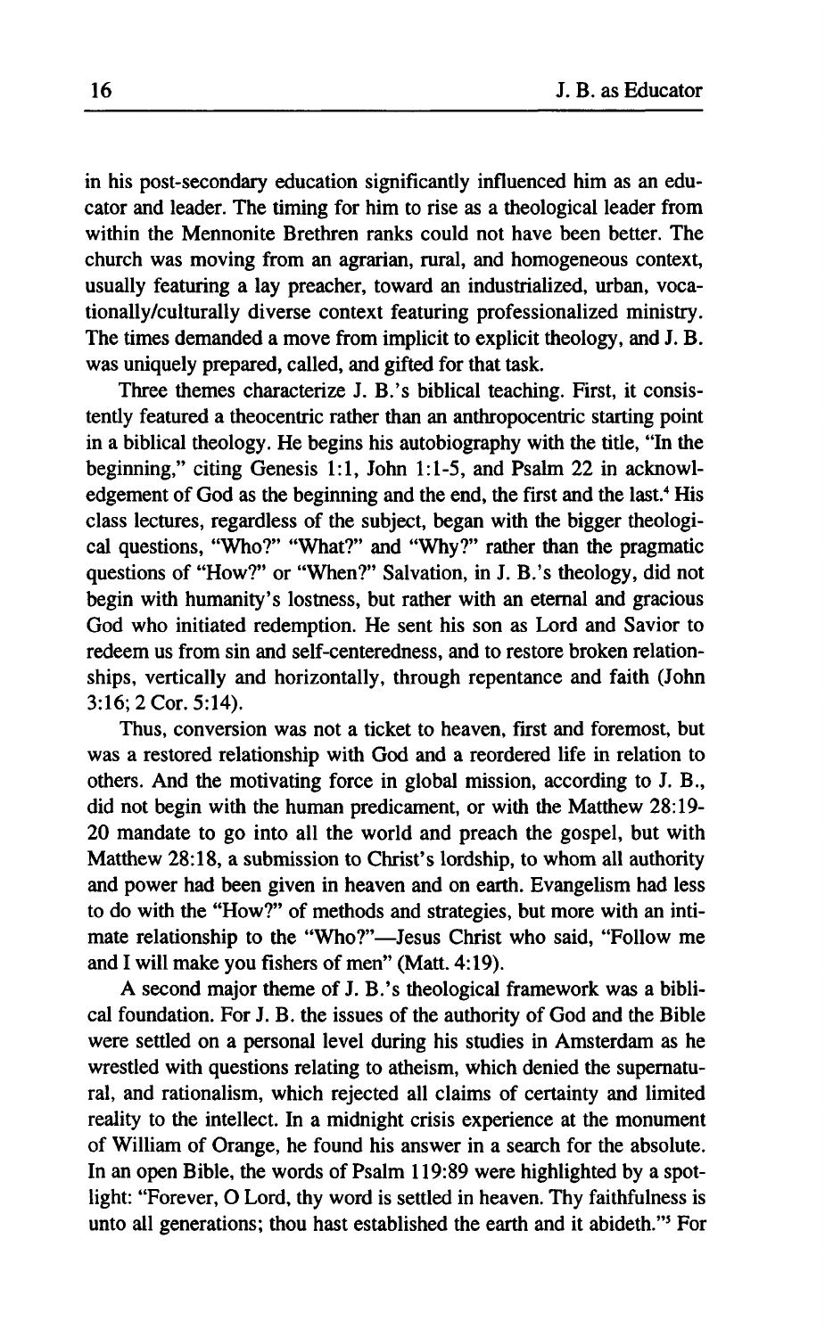in his post-secondary education significantly influenced him as an educator and leader. The timing for him to rise as a theological leader from within the Mennonite Brethren ranks could not have been better. The church was moving from an agrarian, rural, and homogeneous context, usually featuring a lay preacher, toward an industrialized, urban, vocationally/culturally diverse context featuring professionalized ministry. The times demanded a move from implicit to explicit theology, and J. B. was uniquely prepared, called, and gifted for that task.

Three themes characterize J. B.'s biblical teaching. First, it consistently featured a theocentric rather than an anthropocentric starting point in a biblical theology. He begins his autobiography with the title, "In the beginning," citing Genesis 1:1, John 1:1-5, and Psalm 22 in acknowledgement of God as the beginning and the end, the first and the last.[4] His class lectures, regardless of the subject, began with the bigger theological questions, "Who?" "What?" and "Why?" rather than the pragmatic questions of "How?" or "When?" Salvation, in J. B.'s theology, did not begin with humanity's lostness, but rather with an eternal and gracious God who initiated redemption. He sent his son as Lord and Savior to redeem us from sin and self-centeredness, and to restore broken relationships, vertically and horizontally, through repentance and faith (John 3:16; 2 Cor. 5:14).

Thus, conversion was not a ticket to heaven, first and foremost, but was a restored relationship with God and a reordered life in relation to others. And the motivating force in global mission, according to J. B., did not begin with the human predicament, or with the Matthew 28:19-20 mandate to go into all the world and preach the gospel, but with Matthew 28:18, a submission to Christ's lordship, to whom all authority and power had been given in heaven and on earth. Evangelism had less to do with the "How?" of methods and strategies, but more with an intimate relationship to the "Who?"—Jesus Christ who said, "Follow me and I will make you fishers of men" (Matt. 4:19).

A second major theme of J. B.'s theological framework was a biblical foundation. For J. B. the issues of the authority of God and the Bible were settled on a personal level during his studies in Amsterdam as he wrestled with questions relating to atheism, which denied the supernatural, and rationalism, which rejected all claims of certainty and limited reality to the intellect. In a midnight crisis experience at the monument of William of Orange, he found his answer in a search for the absolute. In an open Bible, the words of Psalm 119:89 were highlighted by a spotlight: "Forever, O Lord, thy word is settled in heaven. Thy faithfulness is unto all generations; thou hast established the earth and it abideth."[5] For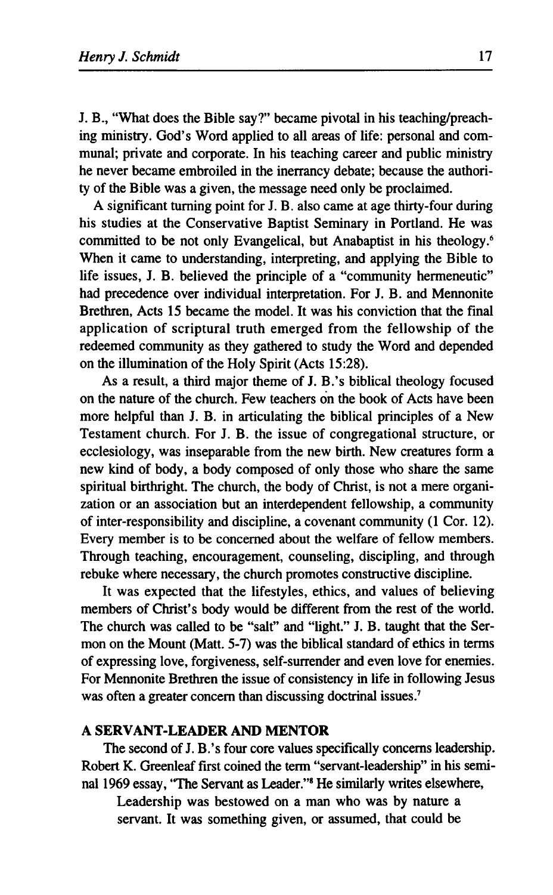J. B., "What does the Bible say?" became pivotal in his teaching/preaching ministry. God's Word applied to all areas of life: personal and communal; private and corporate. In his teaching career and public ministry he never became embroiled in the inerrancy debate; because the authority of the Bible was a given, the message need only be proclaimed.

A significant turning point for J. B. also came at age thirty-four during his studies at the Conservative Baptist Seminary in Portland. He was committed to be not only Evangelical, but Anabaptist in his theology.[6] When it came to understanding, interpreting, and applying the Bible to life issues, J. B. believed the principle of a "community hermeneutic" had precedence over individual interpretation. For J. B. and Mennonite Brethren, Acts 15 became the model. It was his conviction that the final application of scriptural truth emerged from the fellowship of the redeemed community as they gathered to study the Word and depended on the illumination of the Holy Spirit (Acts 15:28).

As a result, a third major theme of J. B.'s biblical theology focused on the nature of the church. Few teachers on the book of Acts have been more helpful than J. B. in articulating the biblical principles of a New Testament church. For J. B. the issue of congregational structure, or ecclesiology, was inseparable from the new birth. New creatures form a new kind of body, a body composed of only those who share the same spiritual birthright. The church, the body of Christ, is not a mere organization or an association but an interdependent fellowship, a community of inter-responsibility and discipline, a covenant community (1 Cor. 12). Every member is to be concerned about the welfare of fellow members. Through teaching, encouragement, counseling, discipling, and through rebuke where necessary, the church promotes constructive discipline.

It was expected that the lifestyles, ethics, and values of believing members of Christ's body would be different from the rest of the world. The church was called to be "salt" and "light." J. B. taught that the Sermon on the Mount (Matt. 5-7) was the biblical standard of ethics in terms of expressing love, forgiveness, self-surrender and even love for enemies. For Mennonite Brethren the issue of consistency in life in following Jesus was often a greater concern than discussing doctrinal issues.[7]

## A SERVANT-LEADER AND MENTOR

The second of J. B.'s four core values specifically concerns leadership. Robert K. Greenleaf first coined the term "servant-leadership" in his seminal 1969 essay, "The Servant as Leader."[8] He similarly writes elsewhere,

> Leadership was bestowed on a man who was by nature a servant. It was something given, or assumed, that could be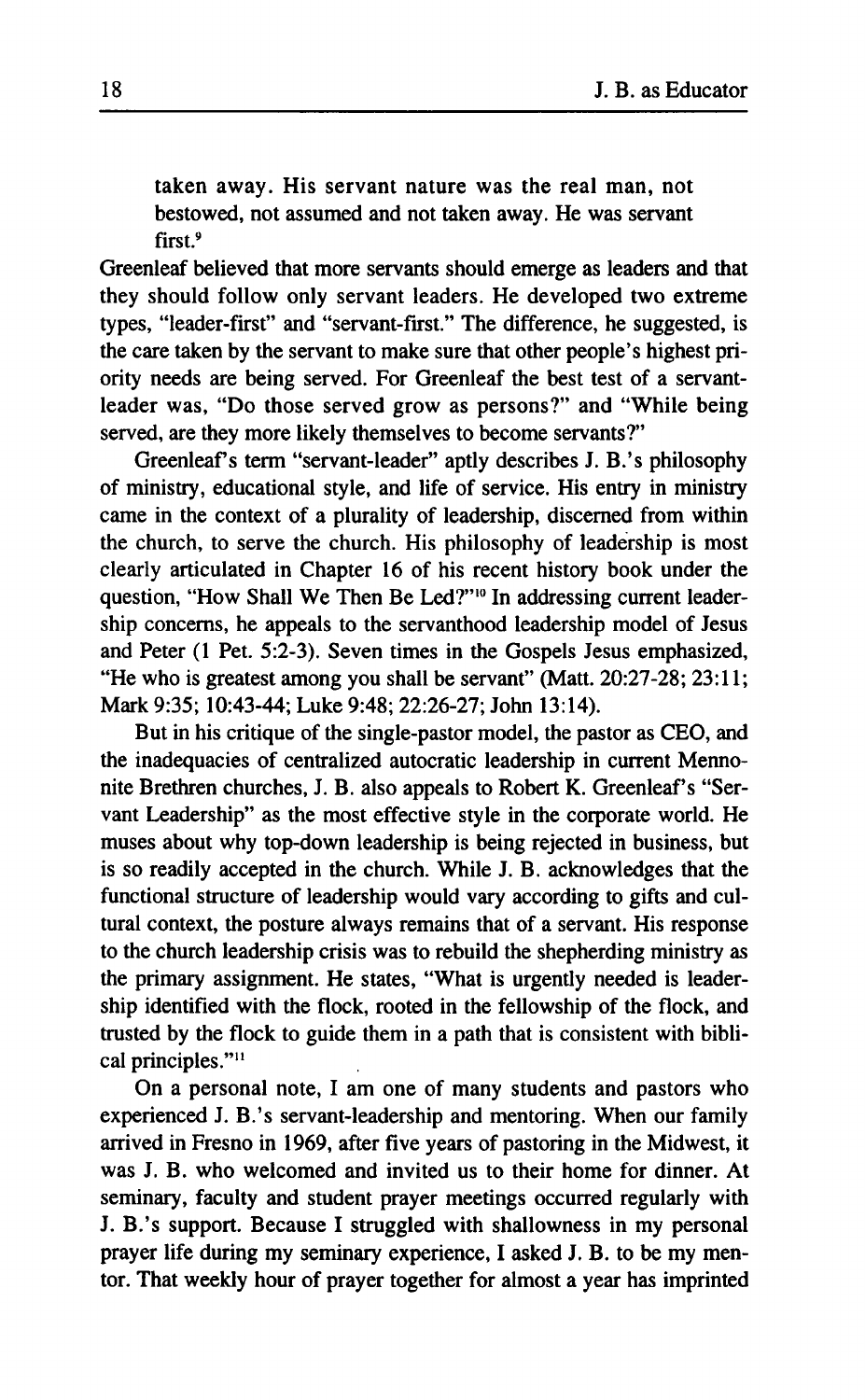> taken away. His servant nature was the real man, not bestowed, not assumed and not taken away. He was servant first.[9]

Greenleaf believed that more servants should emerge as leaders and that they should follow only servant leaders. He developed two extreme types, "leader-first" and "servant-first." The difference, he suggested, is the care taken by the servant to make sure that other people's highest priority needs are being served. For Greenleaf the best test of a servant-leader was, "Do those served grow as persons?" and "While being served, are they more likely themselves to become servants?"

Greenleaf's term "servant-leader" aptly describes J. B.'s philosophy of ministry, educational style, and life of service. His entry in ministry came in the context of a plurality of leadership, discerned from within the church, to serve the church. His philosophy of leadership is most clearly articulated in Chapter 16 of his recent history book under the question, "How Shall We Then Be Led?"[10] In addressing current leadership concerns, he appeals to the servanthood leadership model of Jesus and Peter (1 Pet. 5:2-3). Seven times in the Gospels Jesus emphasized, "He who is greatest among you shall be servant" (Matt. 20:27-28; 23:11; Mark 9:35; 10:43-44; Luke 9:48; 22:26-27; John 13:14).

But in his critique of the single-pastor model, the pastor as CEO, and the inadequacies of centralized autocratic leadership in current Mennonite Brethren churches, J. B. also appeals to Robert K. Greenleaf's "Servant Leadership" as the most effective style in the corporate world. He muses about why top-down leadership is being rejected in business, but is so readily accepted in the church. While J. B. acknowledges that the functional structure of leadership would vary according to gifts and cultural context, the posture always remains that of a servant. His response to the church leadership crisis was to rebuild the shepherding ministry as the primary assignment. He states, "What is urgently needed is leadership identified with the flock, rooted in the fellowship of the flock, and trusted by the flock to guide them in a path that is consistent with biblical principles."[11]

On a personal note, I am one of many students and pastors who experienced J. B.'s servant-leadership and mentoring. When our family arrived in Fresno in 1969, after five years of pastoring in the Midwest, it was J. B. who welcomed and invited us to their home for dinner. At seminary, faculty and student prayer meetings occurred regularly with J. B.'s support. Because I struggled with shallowness in my personal prayer life during my seminary experience, I asked J. B. to be my mentor. That weekly hour of prayer together for almost a year has imprinted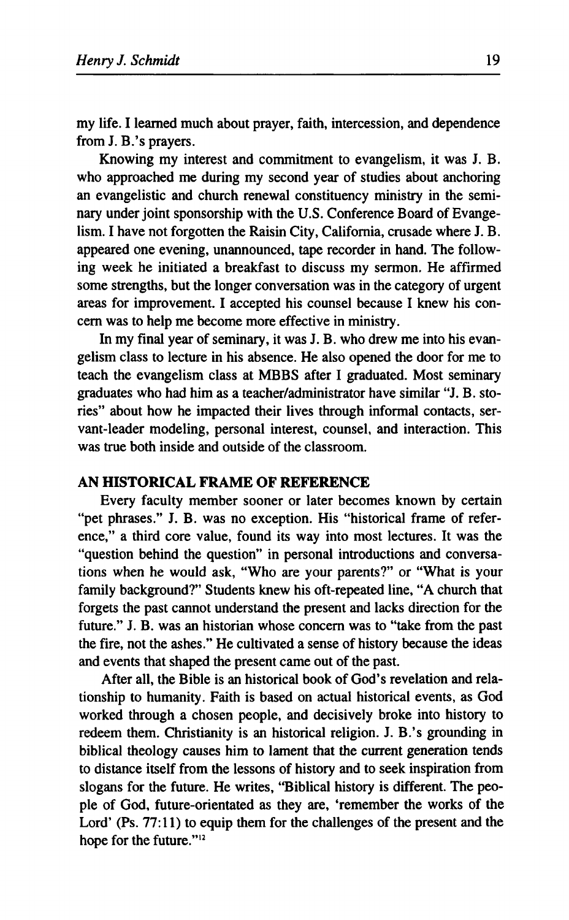my life. I learned much about prayer, faith, intercession, and dependence from J. B.'s prayers.

Knowing my interest and commitment to evangelism, it was J. B. who approached me during my second year of studies about anchoring an evangelistic and church renewal constituency ministry in the seminary under joint sponsorship with the U.S. Conference Board of Evangelism. I have not forgotten the Raisin City, California, crusade where J. B. appeared one evening, unannounced, tape recorder in hand. The following week he initiated a breakfast to discuss my sermon. He affirmed some strengths, but the longer conversation was in the category of urgent areas for improvement. I accepted his counsel because I knew his concern was to help me become more effective in ministry.

In my final year of seminary, it was J. B. who drew me into his evangelism class to lecture in his absence. He also opened the door for me to teach the evangelism class at MBBS after I graduated. Most seminary graduates who had him as a teacher/administrator have similar "J. B. stories" about how he impacted their lives through informal contacts, servant-leader modeling, personal interest, counsel, and interaction. This was true both inside and outside of the classroom.

## AN HISTORICAL FRAME OF REFERENCE

Every faculty member sooner or later becomes known by certain "pet phrases." J. B. was no exception. His "historical frame of reference," a third core value, found its way into most lectures. It was the "question behind the question" in personal introductions and conversations when he would ask, "Who are your parents?" or "What is your family background?" Students knew his oft-repeated line, "A church that forgets the past cannot understand the present and lacks direction for the future." J. B. was an historian whose concern was to "take from the past the fire, not the ashes." He cultivated a sense of history because the ideas and events that shaped the present came out of the past.

After all, the Bible is an historical book of God's revelation and relationship to humanity. Faith is based on actual historical events, as God worked through a chosen people, and decisively broke into history to redeem them. Christianity is an historical religion. J. B.'s grounding in biblical theology causes him to lament that the current generation tends to distance itself from the lessons of history and to seek inspiration from slogans for the future. He writes, "Biblical history is different. The people of God, future-orientated as they are, 'remember the works of the Lord' (Ps. 77:11) to equip them for the challenges of the present and the hope for the future."[12]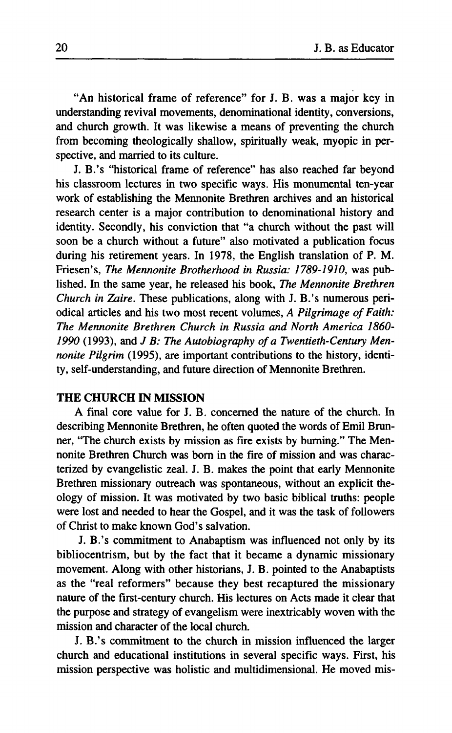"An historical frame of reference" for J. B. was a major key in understanding revival movements, denominational identity, conversions, and church growth. It was likewise a means of preventing the church from becoming theologically shallow, spiritually weak, myopic in perspective, and married to its culture.

J. B.'s "historical frame of reference" has also reached far beyond his classroom lectures in two specific ways. His monumental ten-year work of establishing the Mennonite Brethren archives and an historical research center is a major contribution to denominational history and identity. Secondly, his conviction that "a church without the past will soon be a church without a future" also motivated a publication focus during his retirement years. In 1978, the English translation of P. M. Friesen's, *The Mennonite Brotherhood in Russia: 1789-1910*, was published. In the same year, he released his book, *The Mennonite Brethren Church in Zaire*. These publications, along with J. B.'s numerous periodical articles and his two most recent volumes, *A Pilgrimage of Faith: The Mennonite Brethren Church in Russia and North America 1860-1990* (1993), and *J B: The Autobiography of a Twentieth-Century Mennonite Pilgrim* (1995), are important contributions to the history, identity, self-understanding, and future direction of Mennonite Brethren.

### THE CHURCH IN MISSION

A final core value for J. B. concerned the nature of the church. In describing Mennonite Brethren, he often quoted the words of Emil Brunner, "The church exists by mission as fire exists by burning." The Mennonite Brethren Church was born in the fire of mission and was characterized by evangelistic zeal. J. B. makes the point that early Mennonite Brethren missionary outreach was spontaneous, without an explicit theology of mission. It was motivated by two basic biblical truths: people were lost and needed to hear the Gospel, and it was the task of followers of Christ to make known God's salvation.

J. B.'s commitment to Anabaptism was influenced not only by its bibliocentrism, but by the fact that it became a dynamic missionary movement. Along with other historians, J. B. pointed to the Anabaptists as the "real reformers" because they best recaptured the missionary nature of the first-century church. His lectures on Acts made it clear that the purpose and strategy of evangelism were inextricably woven with the mission and character of the local church.

J. B.'s commitment to the church in mission influenced the larger church and educational institutions in several specific ways. First, his mission perspective was holistic and multidimensional. He moved mis-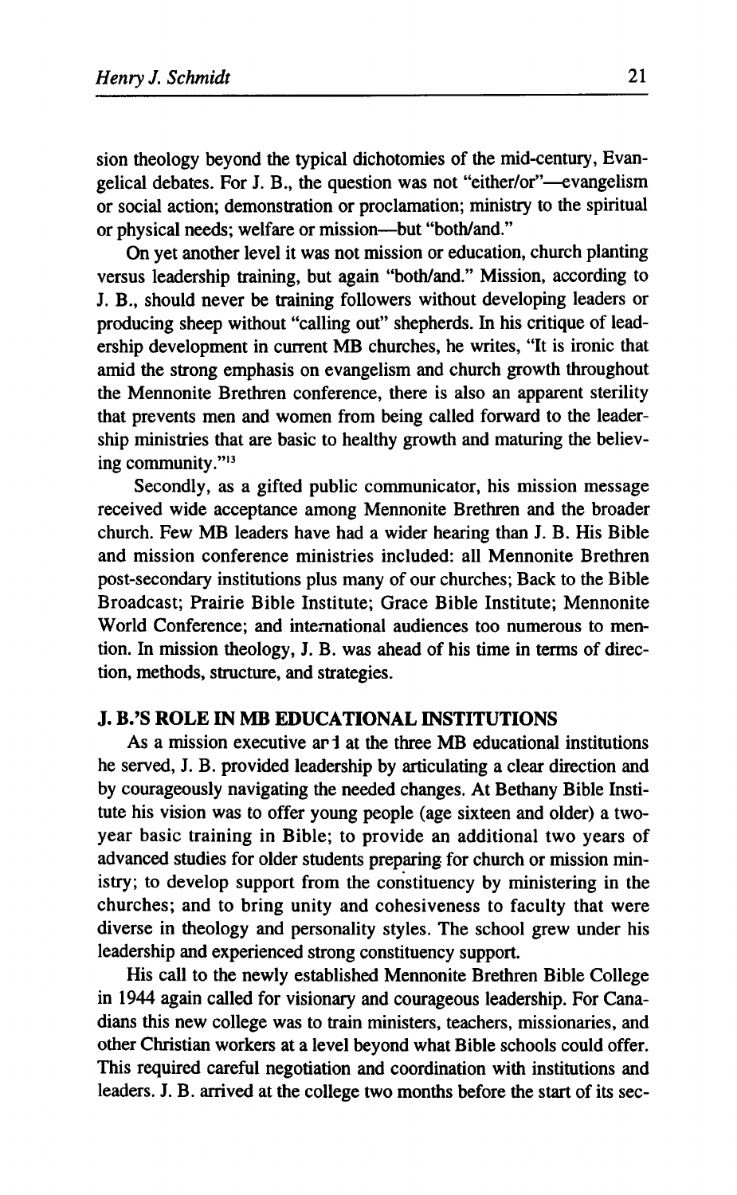sion theology beyond the typical dichotomies of the mid-century, Evangelical debates. For J. B., the question was not "either/or"—evangelism or social action; demonstration or proclamation; ministry to the spiritual or physical needs; welfare or mission—but "both/and."

On yet another level it was not mission or education, church planting versus leadership training, but again "both/and." Mission, according to J. B., should never be training followers without developing leaders or producing sheep without "calling out" shepherds. In his critique of leadership development in current MB churches, he writes, "It is ironic that amid the strong emphasis on evangelism and church growth throughout the Mennonite Brethren conference, there is also an apparent sterility that prevents men and women from being called forward to the leadership ministries that are basic to healthy growth and maturing the believing community."[13]

Secondly, as a gifted public communicator, his mission message received wide acceptance among Mennonite Brethren and the broader church. Few MB leaders have had a wider hearing than J. B. His Bible and mission conference ministries included: all Mennonite Brethren post-secondary institutions plus many of our churches; Back to the Bible Broadcast; Prairie Bible Institute; Grace Bible Institute; Mennonite World Conference; and international audiences too numerous to mention. In mission theology, J. B. was ahead of his time in terms of direction, methods, structure, and strategies.

## J. B.'S ROLE IN MB EDUCATIONAL INSTITUTIONS

As a mission executive and at the three MB educational institutions he served, J. B. provided leadership by articulating a clear direction and by courageously navigating the needed changes. At Bethany Bible Institute his vision was to offer young people (age sixteen and older) a two-year basic training in Bible; to provide an additional two years of advanced studies for older students preparing for church or mission ministry; to develop support from the constituency by ministering in the churches; and to bring unity and cohesiveness to faculty that were diverse in theology and personality styles. The school grew under his leadership and experienced strong constituency support.

His call to the newly established Mennonite Brethren Bible College in 1944 again called for visionary and courageous leadership. For Canadians this new college was to train ministers, teachers, missionaries, and other Christian workers at a level beyond what Bible schools could offer. This required careful negotiation and coordination with institutions and leaders. J. B. arrived at the college two months before the start of its sec-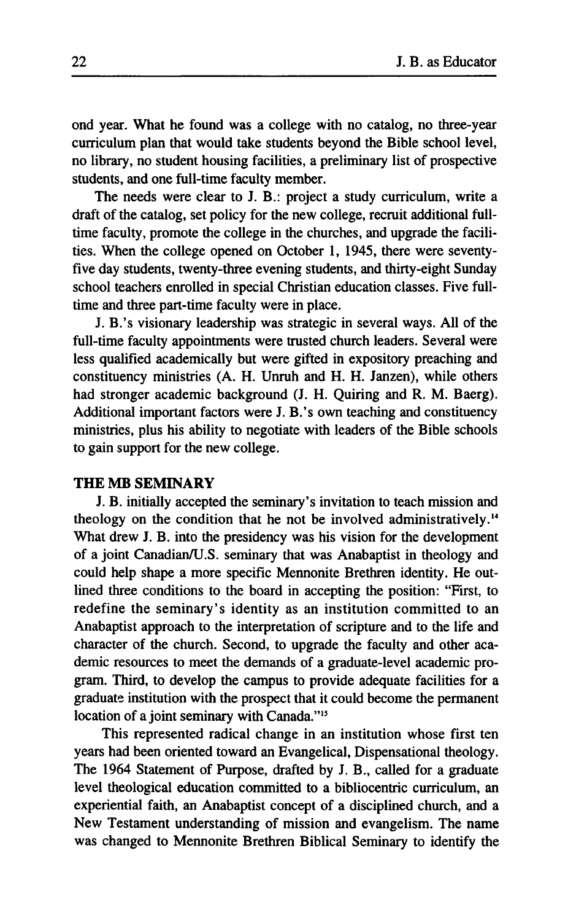ond year. What he found was a college with no catalog, no three-year curriculum plan that would take students beyond the Bible school level, no library, no student housing facilities, a preliminary list of prospective students, and one full-time faculty member.

The needs were clear to J. B.: project a study curriculum, write a draft of the catalog, set policy for the new college, recruit additional full-time faculty, promote the college in the churches, and upgrade the facilities. When the college opened on October 1, 1945, there were seventy-five day students, twenty-three evening students, and thirty-eight Sunday school teachers enrolled in special Christian education classes. Five full-time and three part-time faculty were in place.

J. B.'s visionary leadership was strategic in several ways. All of the full-time faculty appointments were trusted church leaders. Several were less qualified academically but were gifted in expository preaching and constituency ministries (A. H. Unruh and H. H. Janzen), while others had stronger academic background (J. H. Quiring and R. M. Baerg). Additional important factors were J. B.'s own teaching and constituency ministries, plus his ability to negotiate with leaders of the Bible schools to gain support for the new college.

## THE MB SEMINARY

J. B. initially accepted the seminary's invitation to teach mission and theology on the condition that he not be involved administratively.[14] What drew J. B. into the presidency was his vision for the development of a joint Canadian/U.S. seminary that was Anabaptist in theology and could help shape a more specific Mennonite Brethren identity. He outlined three conditions to the board in accepting the position: "First, to redefine the seminary's identity as an institution committed to an Anabaptist approach to the interpretation of scripture and to the life and character of the church. Second, to upgrade the faculty and other academic resources to meet the demands of a graduate-level academic program. Third, to develop the campus to provide adequate facilities for a graduate institution with the prospect that it could become the permanent location of a joint seminary with Canada."[15]

This represented radical change in an institution whose first ten years had been oriented toward an Evangelical, Dispensational theology. The 1964 Statement of Purpose, drafted by J. B., called for a graduate level theological education committed to a bibliocentric curriculum, an experiential faith, an Anabaptist concept of a disciplined church, and a New Testament understanding of mission and evangelism. The name was changed to Mennonite Brethren Biblical Seminary to identify the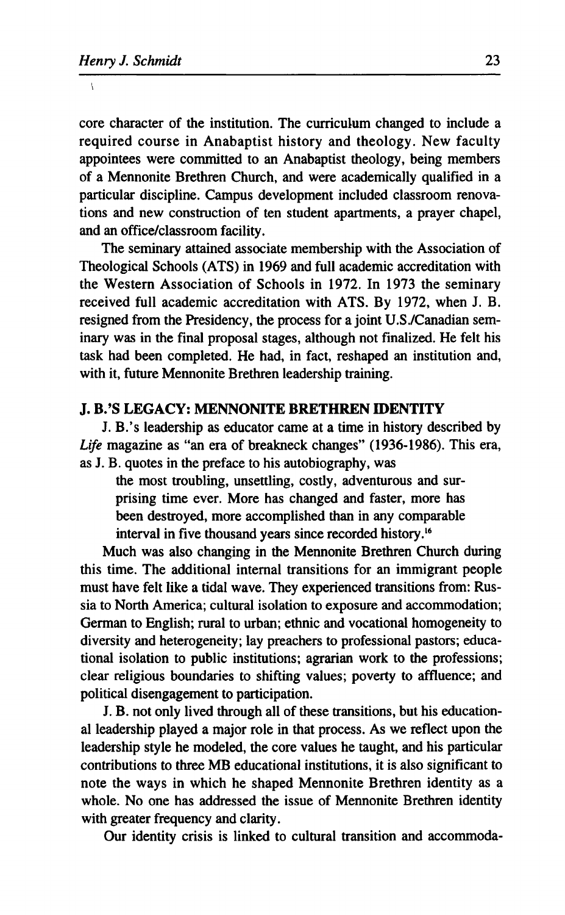core character of the institution. The curriculum changed to include a required course in Anabaptist history and theology. New faculty appointees were committed to an Anabaptist theology, being members of a Mennonite Brethren Church, and were academically qualified in a particular discipline. Campus development included classroom renovations and new construction of ten student apartments, a prayer chapel, and an office/classroom facility.

The seminary attained associate membership with the Association of Theological Schools (ATS) in 1969 and full academic accreditation with the Western Association of Schools in 1972. In 1973 the seminary received full academic accreditation with ATS. By 1972, when J. B. resigned from the Presidency, the process for a joint U.S./Canadian seminary was in the final proposal stages, although not finalized. He felt his task had been completed. He had, in fact, reshaped an institution and, with it, future Mennonite Brethren leadership training.

## J. B.'S LEGACY: MENNONITE BRETHREN IDENTITY

J. B.'s leadership as educator came at a time in history described by *Life* magazine as "an era of breakneck changes" (1936-1986). This era, as J. B. quotes in the preface to his autobiography, was

> the most troubling, unsettling, costly, adventurous and surprising time ever. More has changed and faster, more has been destroyed, more accomplished than in any comparable interval in five thousand years since recorded history.[16]

Much was also changing in the Mennonite Brethren Church during this time. The additional internal transitions for an immigrant people must have felt like a tidal wave. They experienced transitions from: Russia to North America; cultural isolation to exposure and accommodation; German to English; rural to urban; ethnic and vocational homogeneity to diversity and heterogeneity; lay preachers to professional pastors; educational isolation to public institutions; agrarian work to the professions; clear religious boundaries to shifting values; poverty to affluence; and political disengagement to participation.

J. B. not only lived through all of these transitions, but his educational leadership played a major role in that process. As we reflect upon the leadership style he modeled, the core values he taught, and his particular contributions to three MB educational institutions, it is also significant to note the ways in which he shaped Mennonite Brethren identity as a whole. No one has addressed the issue of Mennonite Brethren identity with greater frequency and clarity.

Our identity crisis is linked to cultural transition and accommoda-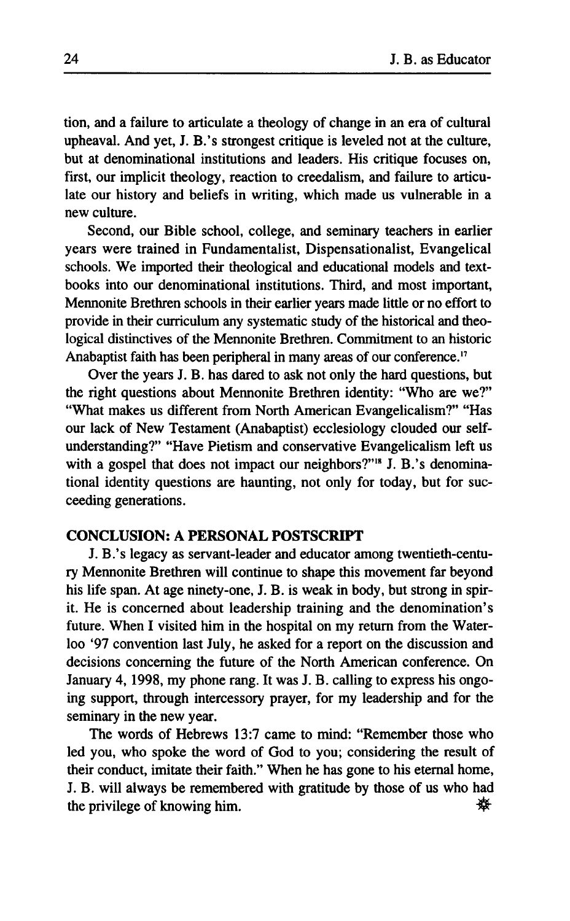tion, and a failure to articulate a theology of change in an era of cultural upheaval. And yet, J. B.'s strongest critique is leveled not at the culture, but at denominational institutions and leaders. His critique focuses on, first, our implicit theology, reaction to creedalism, and failure to articulate our history and beliefs in writing, which made us vulnerable in a new culture.

Second, our Bible school, college, and seminary teachers in earlier years were trained in Fundamentalist, Dispensationalist, Evangelical schools. We imported their theological and educational models and textbooks into our denominational institutions. Third, and most important, Mennonite Brethren schools in their earlier years made little or no effort to provide in their curriculum any systematic study of the historical and theological distinctives of the Mennonite Brethren. Commitment to an historic Anabaptist faith has been peripheral in many areas of our conference.[17]

Over the years J. B. has dared to ask not only the hard questions, but the right questions about Mennonite Brethren identity: "Who are we?" "What makes us different from North American Evangelicalism?" "Has our lack of New Testament (Anabaptist) ecclesiology clouded our self-understanding?" "Have Pietism and conservative Evangelicalism left us with a gospel that does not impact our neighbors?"[18] J. B.'s denominational identity questions are haunting, not only for today, but for succeeding generations.

## CONCLUSION: A PERSONAL POSTSCRIPT

J. B.'s legacy as servant-leader and educator among twentieth-century Mennonite Brethren will continue to shape this movement far beyond his life span. At age ninety-one, J. B. is weak in body, but strong in spirit. He is concerned about leadership training and the denomination's future. When I visited him in the hospital on my return from the Waterloo '97 convention last July, he asked for a report on the discussion and decisions concerning the future of the North American conference. On January 4, 1998, my phone rang. It was J. B. calling to express his ongoing support, through intercessory prayer, for my leadership and for the seminary in the new year.

The words of Hebrews 13:7 came to mind: "Remember those who led you, who spoke the word of God to you; considering the result of their conduct, imitate their faith." When he has gone to his eternal home, J. B. will always be remembered with gratitude by those of us who had the privilege of knowing him.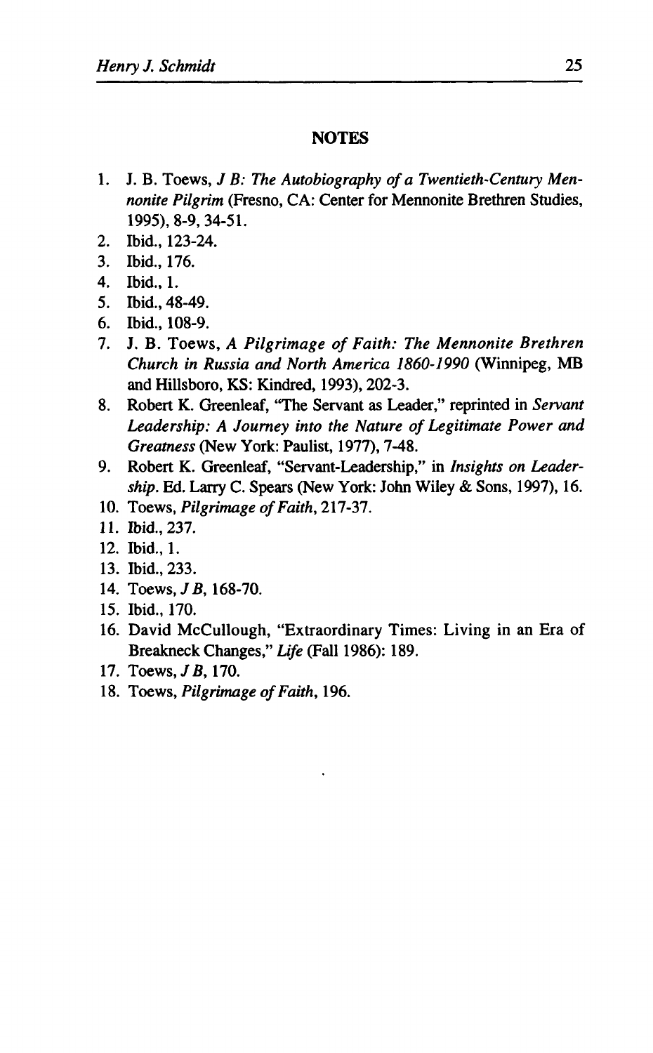## NOTES

1. J. B. Toews, *J B: The Autobiography of a Twentieth-Century Mennonite Pilgrim* (Fresno, CA: Center for Mennonite Brethren Studies, 1995), 8-9, 34-51.
2. Ibid., 123-24.
3. Ibid., 176.
4. Ibid., 1.
5. Ibid., 48-49.
6. Ibid., 108-9.
7. J. B. Toews, *A Pilgrimage of Faith: The Mennonite Brethren Church in Russia and North America 1860-1990* (Winnipeg, MB and Hillsboro, KS: Kindred, 1993), 202-3.
8. Robert K. Greenleaf, "The Servant as Leader," reprinted in *Servant Leadership: A Journey into the Nature of Legitimate Power and Greatness* (New York: Paulist, 1977), 7-48.
9. Robert K. Greenleaf, "Servant-Leadership," in *Insights on Leadership*. Ed. Larry C. Spears (New York: John Wiley & Sons, 1997), 16.
10. Toews, *Pilgrimage of Faith*, 217-37.
11. Ibid., 237.
12. Ibid., 1.
13. Ibid., 233.
14. Toews, *J B*, 168-70.
15. Ibid., 170.
16. David McCullough, "Extraordinary Times: Living in an Era of Breakneck Changes," *Life* (Fall 1986): 189.
17. Toews, *J B*, 170.
18. Toews, *Pilgrimage of Faith*, 196.